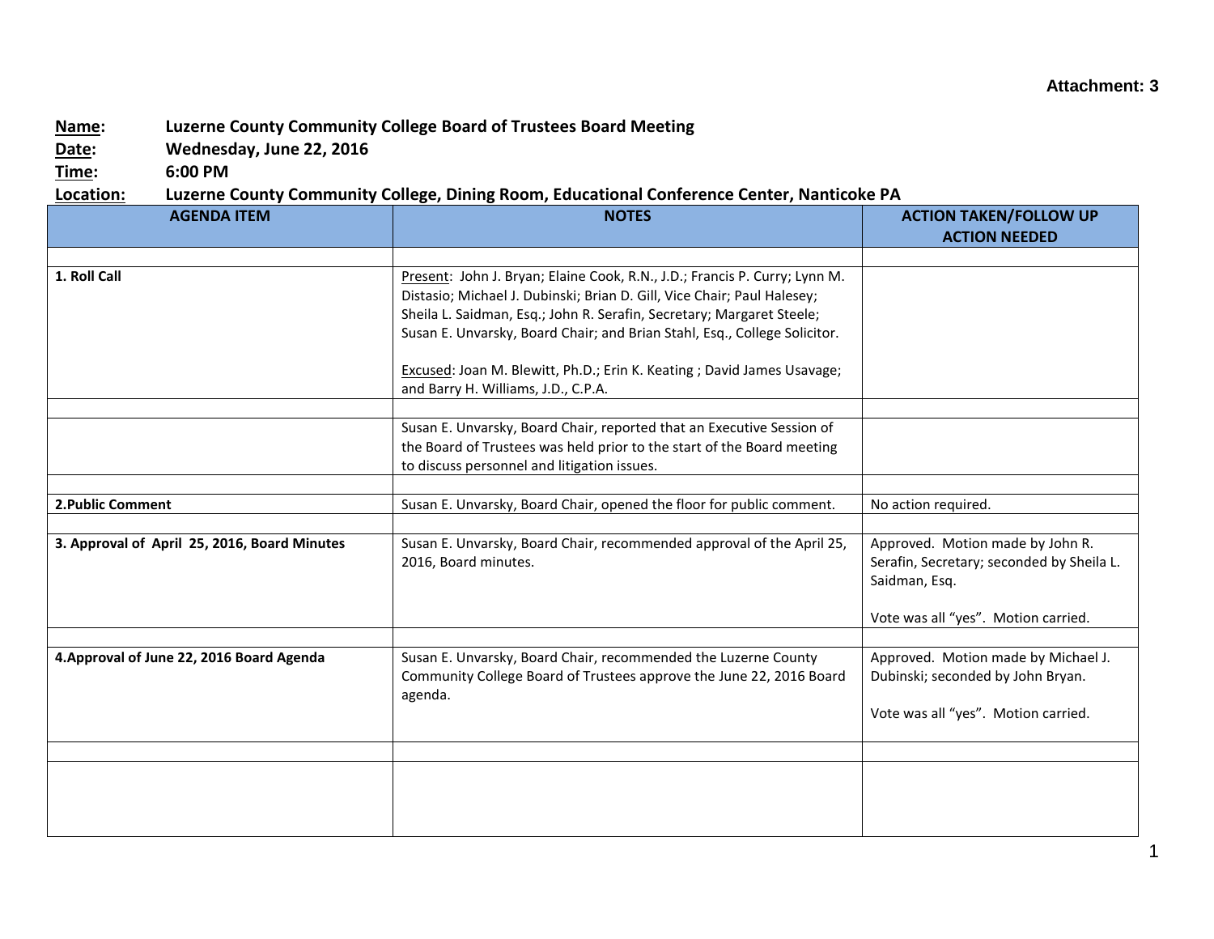**Attachment: 3**

**Name:** **Luzerne County Community College Board of Trustees Board Meeting**
**Date:** **Wednesday, June 22, 2016**
**Time:** **6:00 PM**
**Location:** **Luzerne County Community College, Dining Room, Educational Conference Center, Nanticoke PA**

| AGENDA ITEM | NOTES | ACTION TAKEN/FOLLOW UP ACTION NEEDED |
|---|---|---|
| | | |
| **1. Roll Call** | Present: John J. Bryan; Elaine Cook, R.N., J.D.; Francis P. Curry; Lynn M. Distasio; Michael J. Dubinski; Brian D. Gill, Vice Chair; Paul Halesey; Sheila L. Saidman, Esq.; John R. Serafin, Secretary; Margaret Steele; Susan E. Unvarsky, Board Chair; and Brian Stahl, Esq., College Solicitor.<br><br>Excused: Joan M. Blewitt, Ph.D.; Erin K. Keating ; David James Usavage; and Barry H. Williams, J.D., C.P.A. | |
| | | |
| | Susan E. Unvarsky, Board Chair, reported that an Executive Session of the Board of Trustees was held prior to the start of the Board meeting to discuss personnel and litigation issues. | |
| | | |
| **2.Public Comment** | Susan E. Unvarsky, Board Chair, opened the floor for public comment. | No action required. |
| | | |
| **3. Approval of April 25, 2016, Board Minutes** | Susan E. Unvarsky, Board Chair, recommended approval of the April 25, 2016, Board minutes. | Approved. Motion made by John R. Serafin, Secretary; seconded by Sheila L. Saidman, Esq.<br><br>Vote was all "yes". Motion carried. |
| | | |
| **4.Approval of June 22, 2016 Board Agenda** | Susan E. Unvarsky, Board Chair, recommended the Luzerne County Community College Board of Trustees approve the June 22, 2016 Board agenda. | Approved. Motion made by Michael J. Dubinski; seconded by John Bryan.<br><br>Vote was all "yes". Motion carried. |
| | | |
| | | |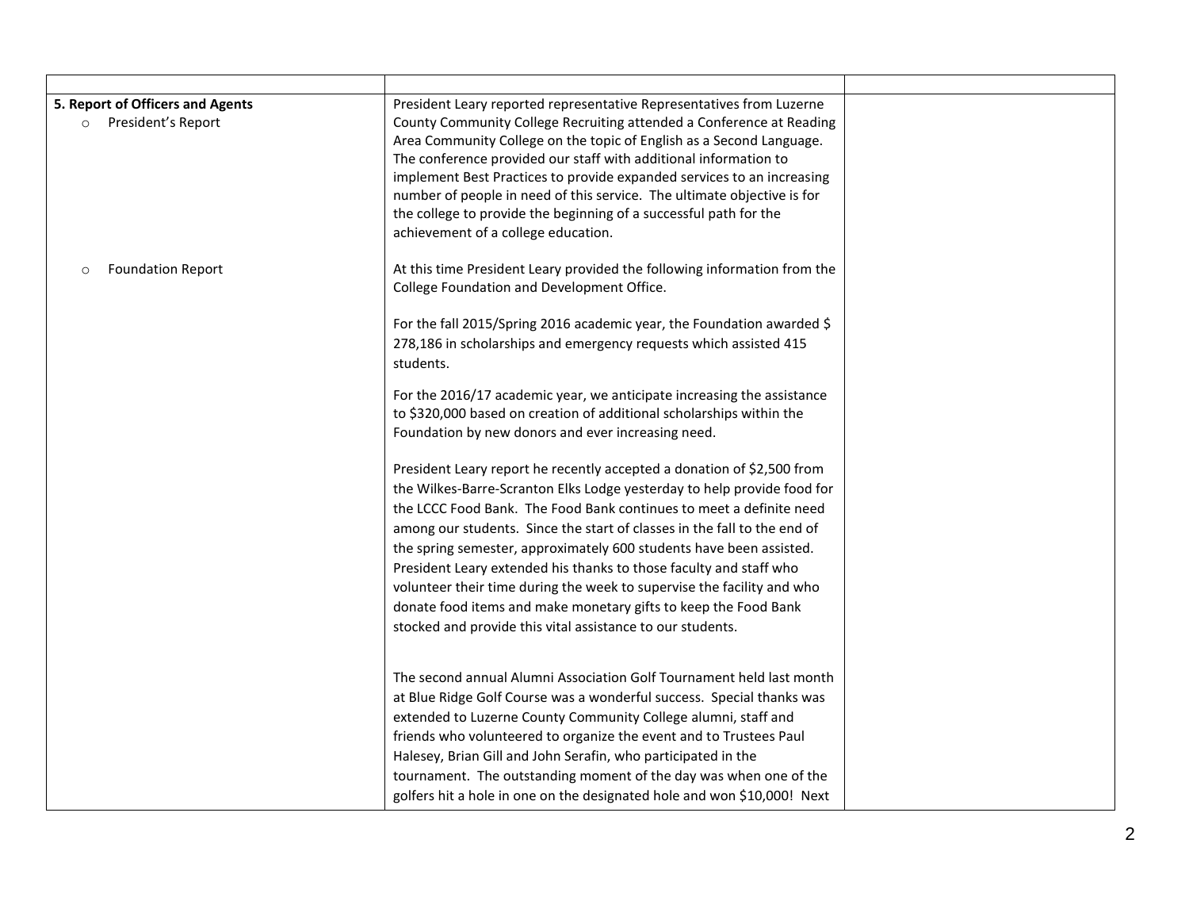| | | |
|---|---|---|
| **5. Report of Officers and Agents**<br>○ President's Report | President Leary reported representative Representatives from Luzerne County Community College Recruiting attended a Conference at Reading Area Community College on the topic of English as a Second Language. The conference provided our staff with additional information to implement Best Practices to provide expanded services to an increasing number of people in need of this service. The ultimate objective is for the college to provide the beginning of a successful path for the achievement of a college education. | |
| ○ Foundation Report | At this time President Leary provided the following information from the College Foundation and Development Office.<br><br>For the fall 2015/Spring 2016 academic year, the Foundation awarded $ 278,186 in scholarships and emergency requests which assisted 415 students.<br><br>For the 2016/17 academic year, we anticipate increasing the assistance to $320,000 based on creation of additional scholarships within the Foundation by new donors and ever increasing need.<br><br>President Leary report he recently accepted a donation of $2,500 from the Wilkes-Barre-Scranton Elks Lodge yesterday to help provide food for the LCCC Food Bank. The Food Bank continues to meet a definite need among our students. Since the start of classes in the fall to the end of the spring semester, approximately 600 students have been assisted. President Leary extended his thanks to those faculty and staff who volunteer their time during the week to supervise the facility and who donate food items and make monetary gifts to keep the Food Bank stocked and provide this vital assistance to our students.<br><br>The second annual Alumni Association Golf Tournament held last month at Blue Ridge Golf Course was a wonderful success. Special thanks was extended to Luzerne County Community College alumni, staff and friends who volunteered to organize the event and to Trustees Paul Halesey, Brian Gill and John Serafin, who participated in the tournament. The outstanding moment of the day was when one of the golfers hit a hole in one on the designated hole and won $10,000! Next | |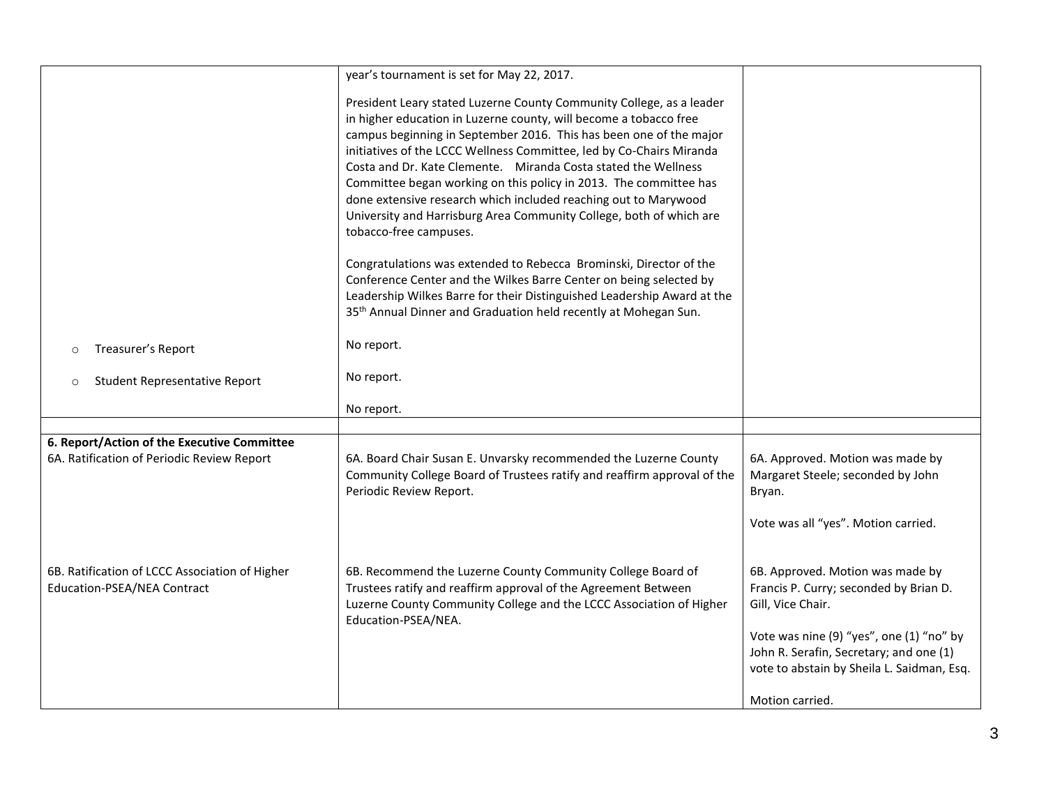| | | |
|---|---|---|
| | year's tournament is set for May 22, 2017.<br><br>President Leary stated Luzerne County Community College, as a leader in higher education in Luzerne county, will become a tobacco free campus beginning in September 2016. This has been one of the major initiatives of the LCCC Wellness Committee, led by Co-Chairs Miranda Costa and Dr. Kate Clemente. Miranda Costa stated the Wellness Committee began working on this policy in 2013. The committee has done extensive research which included reaching out to Marywood University and Harrisburg Area Community College, both of which are tobacco-free campuses.<br><br>Congratulations was extended to Rebecca Brominski, Director of the Conference Center and the Wilkes Barre Center on being selected by Leadership Wilkes Barre for their Distinguished Leadership Award at the 35th Annual Dinner and Graduation held recently at Mohegan Sun. | |
| ○ Treasurer's Report<br><br>○ Student Representative Report | No report.<br><br>No report.<br><br>No report. | |
| | | |
| **6. Report/Action of the Executive Committee**<br>6A. Ratification of Periodic Review Report | 6A. Board Chair Susan E. Unvarsky recommended the Luzerne County Community College Board of Trustees ratify and reaffirm approval of the Periodic Review Report. | 6A. Approved. Motion was made by Margaret Steele; seconded by John Bryan.<br><br>Vote was all "yes". Motion carried. |
| 6B. Ratification of LCCC Association of Higher Education-PSEA/NEA Contract | 6B. Recommend the Luzerne County Community College Board of Trustees ratify and reaffirm approval of the Agreement Between Luzerne County Community College and the LCCC Association of Higher Education-PSEA/NEA. | 6B. Approved. Motion was made by Francis P. Curry; seconded by Brian D. Gill, Vice Chair.<br><br>Vote was nine (9) "yes", one (1) "no" by John R. Serafin, Secretary; and one (1) vote to abstain by Sheila L. Saidman, Esq.<br><br>Motion carried. |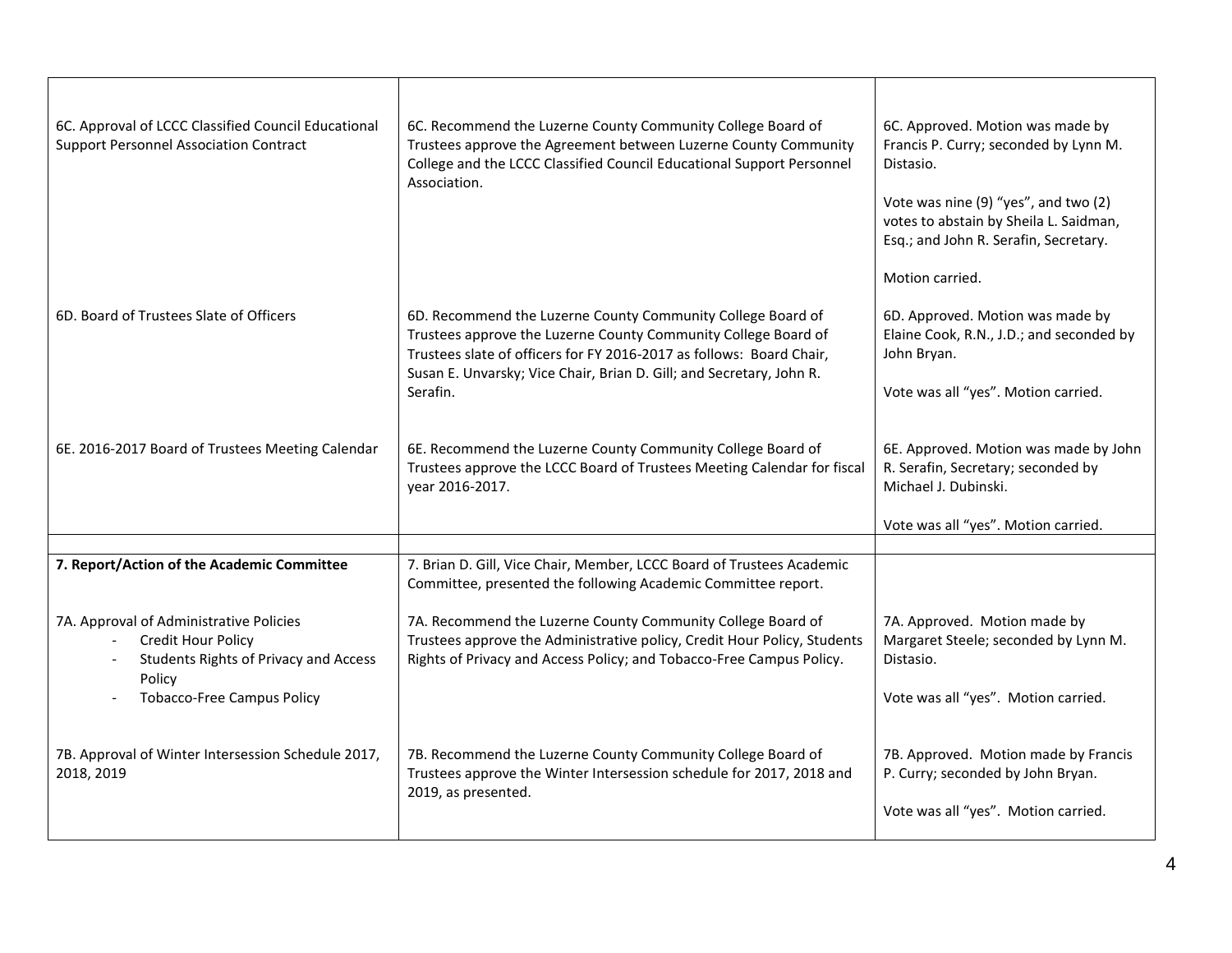| | | |
|---|---|---|
| 6C. Approval of LCCC Classified Council Educational Support Personnel Association Contract | 6C. Recommend the Luzerne County Community College Board of Trustees approve the Agreement between Luzerne County Community College and the LCCC Classified Council Educational Support Personnel Association. | 6C. Approved. Motion was made by Francis P. Curry; seconded by Lynn M. Distasio.<br><br>Vote was nine (9) "yes", and two (2) votes to abstain by Sheila L. Saidman, Esq.; and John R. Serafin, Secretary.<br><br>Motion carried. |
| 6D. Board of Trustees Slate of Officers | 6D. Recommend the Luzerne County Community College Board of Trustees approve the Luzerne County Community College Board of Trustees slate of officers for FY 2016-2017 as follows: Board Chair, Susan E. Unvarsky; Vice Chair, Brian D. Gill; and Secretary, John R. Serafin. | 6D. Approved. Motion was made by Elaine Cook, R.N., J.D.; and seconded by John Bryan.<br><br>Vote was all "yes". Motion carried. |
| 6E. 2016-2017 Board of Trustees Meeting Calendar | 6E. Recommend the Luzerne County Community College Board of Trustees approve the LCCC Board of Trustees Meeting Calendar for fiscal year 2016-2017. | 6E. Approved. Motion was made by John R. Serafin, Secretary; seconded by Michael J. Dubinski.<br><br>Vote was all "yes". Motion carried. |
| | | |
| **7. Report/Action of the Academic Committee** | 7. Brian D. Gill, Vice Chair, Member, LCCC Board of Trustees Academic Committee, presented the following Academic Committee report. | |
| 7A. Approval of Administrative Policies<br>- Credit Hour Policy<br>- Students Rights of Privacy and Access Policy<br>- Tobacco-Free Campus Policy | 7A. Recommend the Luzerne County Community College Board of Trustees approve the Administrative policy, Credit Hour Policy, Students Rights of Privacy and Access Policy; and Tobacco-Free Campus Policy. | 7A. Approved. Motion made by Margaret Steele; seconded by Lynn M. Distasio.<br><br>Vote was all "yes". Motion carried. |
| 7B. Approval of Winter Intersession Schedule 2017, 2018, 2019 | 7B. Recommend the Luzerne County Community College Board of Trustees approve the Winter Intersession schedule for 2017, 2018 and 2019, as presented. | 7B. Approved. Motion made by Francis P. Curry; seconded by John Bryan.<br><br>Vote was all "yes". Motion carried. |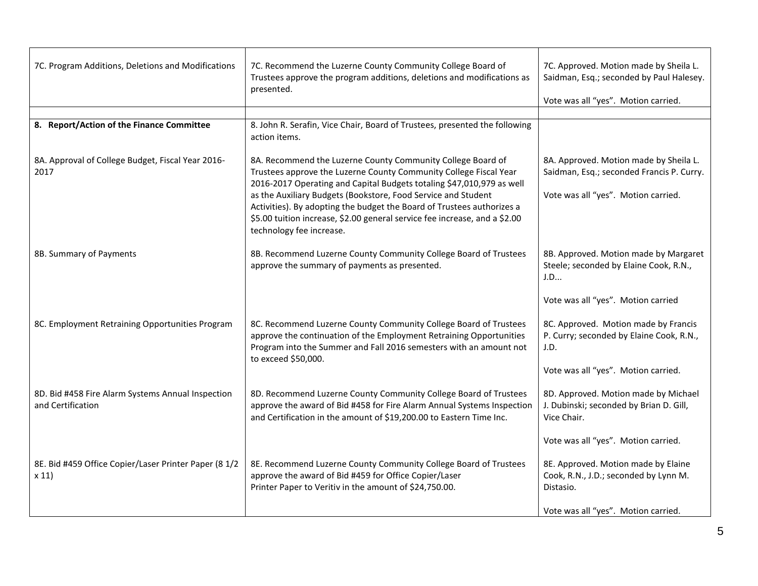| | | |
|---|---|---|
| 7C. Program Additions, Deletions and Modifications | 7C. Recommend the Luzerne County Community College Board of Trustees approve the program additions, deletions and modifications as presented. | 7C. Approved. Motion made by Sheila L. Saidman, Esq.; seconded by Paul Halesey.<br><br>Vote was all "yes". Motion carried. |
| | | |
| **8. Report/Action of the Finance Committee** | 8. John R. Serafin, Vice Chair, Board of Trustees, presented the following action items. | |
| 8A. Approval of College Budget, Fiscal Year 2016-2017 | 8A. Recommend the Luzerne County Community College Board of Trustees approve the Luzerne County Community College Fiscal Year 2016-2017 Operating and Capital Budgets totaling $47,010,979 as well as the Auxiliary Budgets (Bookstore, Food Service and Student Activities). By adopting the budget the Board of Trustees authorizes a $5.00 tuition increase, $2.00 general service fee increase, and a $2.00 technology fee increase. | 8A. Approved. Motion made by Sheila L. Saidman, Esq.; seconded Francis P. Curry.<br><br>Vote was all "yes". Motion carried. |
| 8B. Summary of Payments | 8B. Recommend Luzerne County Community College Board of Trustees approve the summary of payments as presented. | 8B. Approved. Motion made by Margaret Steele; seconded by Elaine Cook, R.N., J.D...<br><br>Vote was all "yes". Motion carried |
| 8C. Employment Retraining Opportunities Program | 8C. Recommend Luzerne County Community College Board of Trustees approve the continuation of the Employment Retraining Opportunities Program into the Summer and Fall 2016 semesters with an amount not to exceed $50,000. | 8C. Approved. Motion made by Francis P. Curry; seconded by Elaine Cook, R.N., J.D.<br><br>Vote was all "yes". Motion carried. |
| 8D. Bid #458 Fire Alarm Systems Annual Inspection and Certification | 8D. Recommend Luzerne County Community College Board of Trustees approve the award of Bid #458 for Fire Alarm Annual Systems Inspection and Certification in the amount of $19,200.00 to Eastern Time Inc. | 8D. Approved. Motion made by Michael J. Dubinski; seconded by Brian D. Gill, Vice Chair.<br><br>Vote was all "yes". Motion carried. |
| 8E. Bid #459 Office Copier/Laser Printer Paper (8 1/2 x 11) | 8E. Recommend Luzerne County Community College Board of Trustees approve the award of Bid #459 for Office Copier/Laser Printer Paper to Veritiv in the amount of $24,750.00. | 8E. Approved. Motion made by Elaine Cook, R.N., J.D.; seconded by Lynn M. Distasio.<br><br>Vote was all "yes". Motion carried. |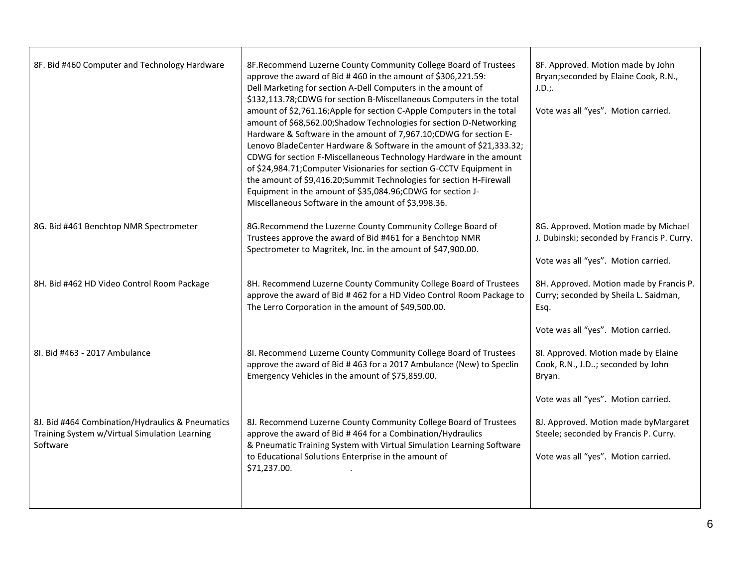| | | |
|---|---|---|
| 8F. Bid #460 Computer and Technology Hardware | 8F.Recommend Luzerne County Community College Board of Trustees approve the award of Bid # 460 in the amount of $306,221.59: Dell Marketing for section A-Dell Computers in the amount of $132,113.78;CDWG for section B-Miscellaneous Computers in the total amount of $2,761.16;Apple for section C-Apple Computers in the total amount of $68,562.00;Shadow Technologies for section D-Networking Hardware & Software in the amount of 7,967.10;CDWG for section E-Lenovo BladeCenter Hardware & Software in the amount of $21,333.32; CDWG for section F-Miscellaneous Technology Hardware in the amount of $24,984.71;Computer Visionaries for section G-CCTV Equipment in the amount of $9,416.20;Summit Technologies for section H-Firewall Equipment in the amount of $35,084.96;CDWG for section J-Miscellaneous Software in the amount of $3,998.36. | 8F. Approved. Motion made by John Bryan;seconded by Elaine Cook, R.N., J.D.;.<br><br>Vote was all "yes". Motion carried. |
| 8G. Bid #461 Benchtop NMR Spectrometer | 8G.Recommend the Luzerne County Community College Board of Trustees approve the award of Bid #461 for a Benchtop NMR Spectrometer to Magritek, Inc. in the amount of $47,900.00. | 8G. Approved. Motion made by Michael J. Dubinski; seconded by Francis P. Curry.<br><br>Vote was all "yes". Motion carried. |
| 8H. Bid #462 HD Video Control Room Package | 8H. Recommend Luzerne County Community College Board of Trustees approve the award of Bid # 462 for a HD Video Control Room Package to The Lerro Corporation in the amount of $49,500.00. | 8H. Approved. Motion made by Francis P. Curry; seconded by Sheila L. Saidman, Esq.<br><br>Vote was all "yes". Motion carried. |
| 8I. Bid #463 - 2017 Ambulance | 8I. Recommend Luzerne County Community College Board of Trustees approve the award of Bid # 463 for a 2017 Ambulance (New) to Speclin Emergency Vehicles in the amount of $75,859.00. | 8I. Approved. Motion made by Elaine Cook, R.N., J.D..; seconded by John Bryan.<br><br>Vote was all "yes". Motion carried. |
| 8J. Bid #464 Combination/Hydraulics & Pneumatics Training System w/Virtual Simulation Learning Software | 8J. Recommend Luzerne County Community College Board of Trustees approve the award of Bid # 464 for a Combination/Hydraulics & Pneumatic Training System with Virtual Simulation Learning Software to Educational Solutions Enterprise in the amount of $71,237.00. . | 8J. Approved. Motion made byMargaret Steele; seconded by Francis P. Curry.<br><br>Vote was all "yes". Motion carried. |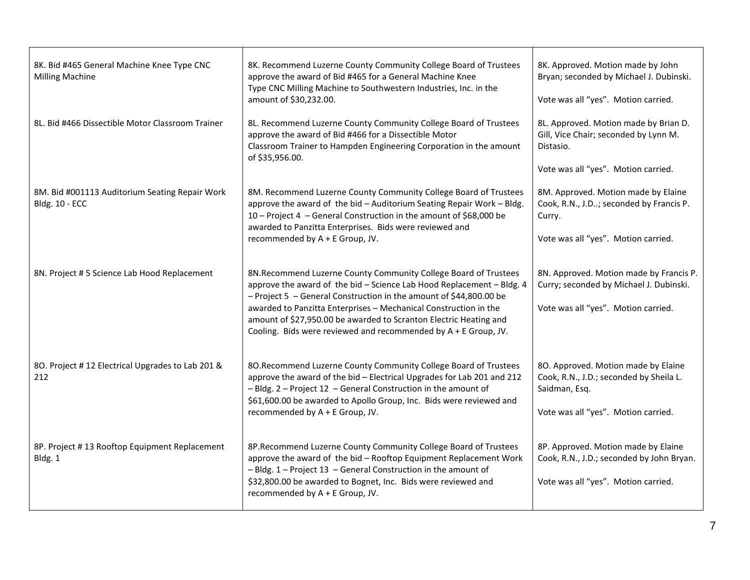| | | |
|---|---|---|
| 8K. Bid #465 General Machine Knee Type CNC Milling Machine | 8K. Recommend Luzerne County Community College Board of Trustees approve the award of Bid #465 for a General Machine Knee Type CNC Milling Machine to Southwestern Industries, Inc. in the amount of $30,232.00. | 8K. Approved. Motion made by John Bryan; seconded by Michael J. Dubinski.<br><br>Vote was all "yes". Motion carried. |
| 8L. Bid #466 Dissectible Motor Classroom Trainer | 8L. Recommend Luzerne County Community College Board of Trustees approve the award of Bid #466 for a Dissectible Motor Classroom Trainer to Hampden Engineering Corporation in the amount of $35,956.00. | 8L. Approved. Motion made by Brian D. Gill, Vice Chair; seconded by Lynn M. Distasio.<br><br>Vote was all "yes". Motion carried. |
| 8M. Bid #001113 Auditorium Seating Repair Work Bldg. 10 - ECC | 8M. Recommend Luzerne County Community College Board of Trustees approve the award of the bid – Auditorium Seating Repair Work – Bldg. 10 – Project 4 – General Construction in the amount of $68,000 be awarded to Panzitta Enterprises. Bids were reviewed and recommended by A + E Group, JV. | 8M. Approved. Motion made by Elaine Cook, R.N., J.D..; seconded by Francis P. Curry.<br><br>Vote was all "yes". Motion carried. |
| 8N. Project # 5 Science Lab Hood Replacement | 8N.Recommend Luzerne County Community College Board of Trustees approve the award of the bid – Science Lab Hood Replacement – Bldg. 4 – Project 5 – General Construction in the amount of $44,800.00 be awarded to Panzitta Enterprises – Mechanical Construction in the amount of $27,950.00 be awarded to Scranton Electric Heating and Cooling. Bids were reviewed and recommended by A + E Group, JV. | 8N. Approved. Motion made by Francis P. Curry; seconded by Michael J. Dubinski.<br><br>Vote was all "yes". Motion carried. |
| 8O. Project # 12 Electrical Upgrades to Lab 201 & 212 | 8O.Recommend Luzerne County Community College Board of Trustees approve the award of the bid – Electrical Upgrades for Lab 201 and 212 – Bldg. 2 – Project 12 – General Construction in the amount of $61,600.00 be awarded to Apollo Group, Inc. Bids were reviewed and recommended by A + E Group, JV. | 8O. Approved. Motion made by Elaine Cook, R.N., J.D.; seconded by Sheila L. Saidman, Esq.<br><br>Vote was all "yes". Motion carried. |
| 8P. Project # 13 Rooftop Equipment Replacement Bldg. 1 | 8P.Recommend Luzerne County Community College Board of Trustees approve the award of the bid – Rooftop Equipment Replacement Work – Bldg. 1 – Project 13 – General Construction in the amount of $32,800.00 be awarded to Bognet, Inc. Bids were reviewed and recommended by A + E Group, JV. | 8P. Approved. Motion made by Elaine Cook, R.N., J.D.; seconded by John Bryan.<br><br>Vote was all "yes". Motion carried. |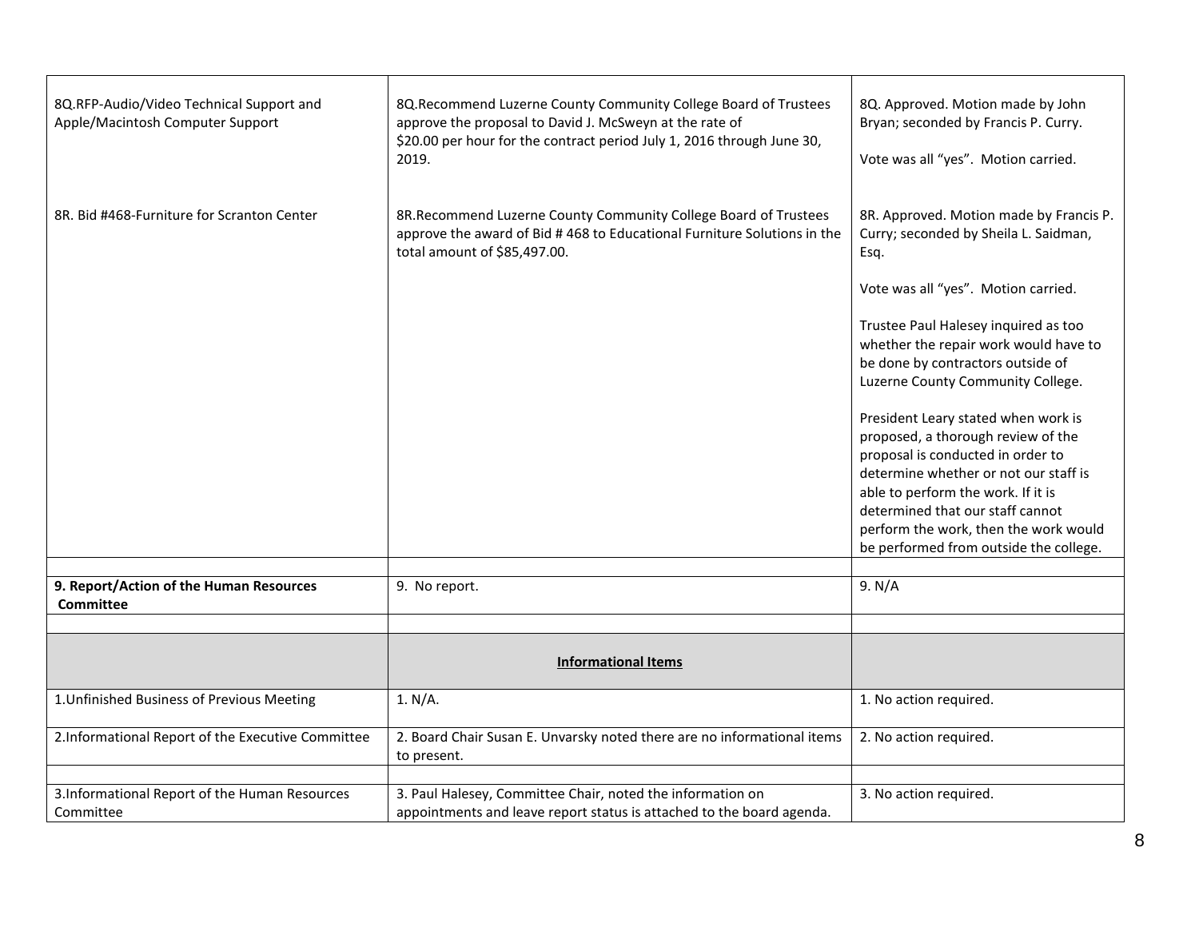| | | |
|---|---|---|
| 8Q.RFP-Audio/Video Technical Support and Apple/Macintosh Computer Support | 8Q.Recommend Luzerne County Community College Board of Trustees approve the proposal to David J. McSweyn at the rate of $20.00 per hour for the contract period July 1, 2016 through June 30, 2019. | 8Q. Approved. Motion made by John Bryan; seconded by Francis P. Curry.<br><br>Vote was all "yes". Motion carried. |
| 8R. Bid #468-Furniture for Scranton Center | 8R.Recommend Luzerne County Community College Board of Trustees approve the award of Bid # 468 to Educational Furniture Solutions in the total amount of $85,497.00. | 8R. Approved. Motion made by Francis P. Curry; seconded by Sheila L. Saidman, Esq.<br><br>Vote was all "yes". Motion carried.<br><br>Trustee Paul Halesey inquired as too whether the repair work would have to be done by contractors outside of Luzerne County Community College.<br><br>President Leary stated when work is proposed, a thorough review of the proposal is conducted in order to determine whether or not our staff is able to perform the work. If it is determined that our staff cannot perform the work, then the work would be performed from outside the college. |
| | | |
| **9. Report/Action of the Human Resources Committee** | 9. No report. | 9. N/A |
| | | |
| | **Informational Items** | |
| 1.Unfinished Business of Previous Meeting | 1. N/A. | 1. No action required. |
| 2.Informational Report of the Executive Committee | 2. Board Chair Susan E. Unvarsky noted there are no informational items to present. | 2. No action required. |
| | | |
| 3.Informational Report of the Human Resources Committee | 3. Paul Halesey, Committee Chair, noted the information on appointments and leave report status is attached to the board agenda. | 3. No action required. |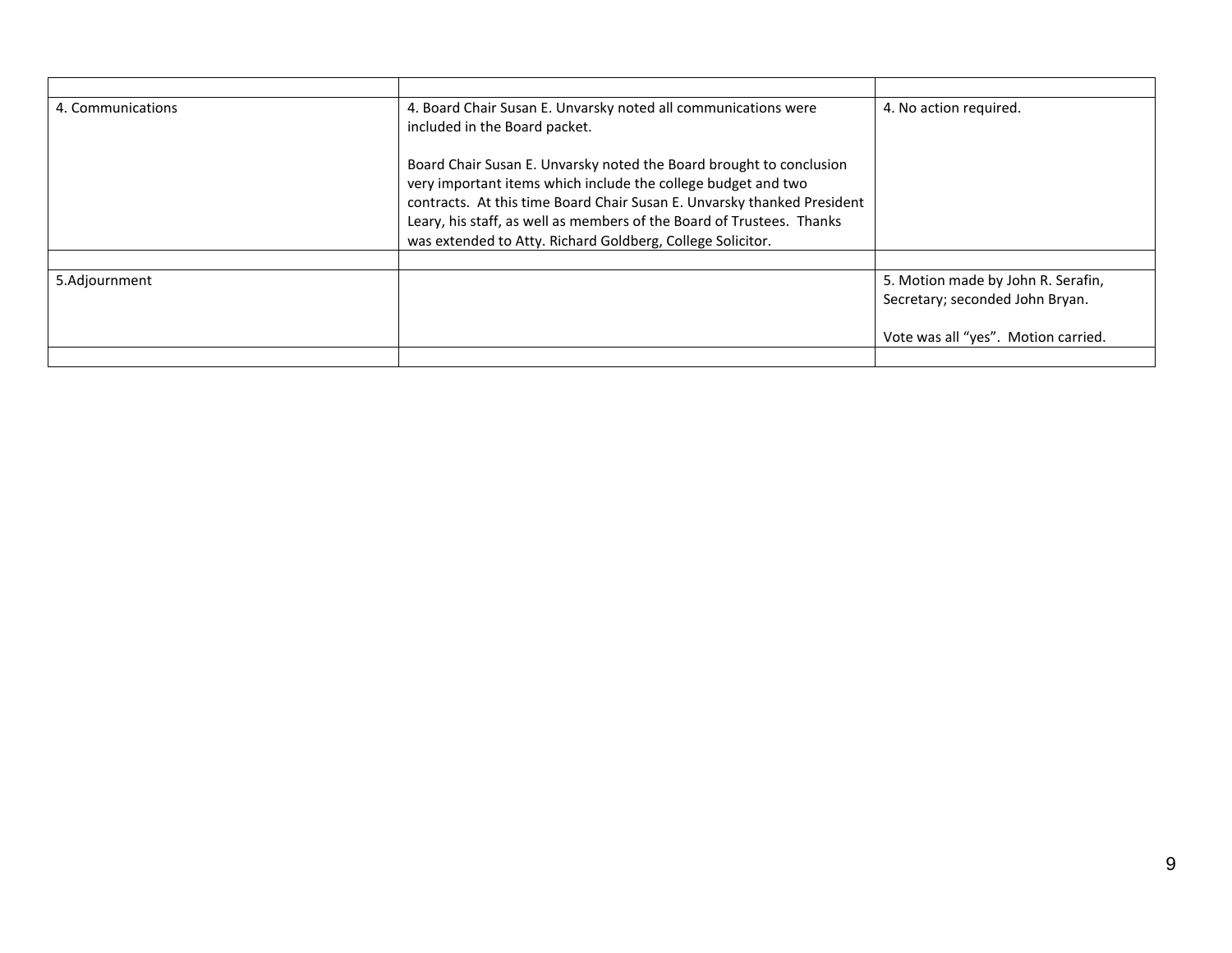| | | |
|---|---|---|
| 4. Communications | 4. Board Chair Susan E. Unvarsky noted all communications were included in the Board packet.<br><br>Board Chair Susan E. Unvarsky noted the Board brought to conclusion very important items which include the college budget and two contracts. At this time Board Chair Susan E. Unvarsky thanked President Leary, his staff, as well as members of the Board of Trustees. Thanks was extended to Atty. Richard Goldberg, College Solicitor. | 4. No action required. |
| | | |
| 5.Adjournment | | 5. Motion made by John R. Serafin, Secretary; seconded John Bryan.<br><br>Vote was all "yes". Motion carried. |
| | | |